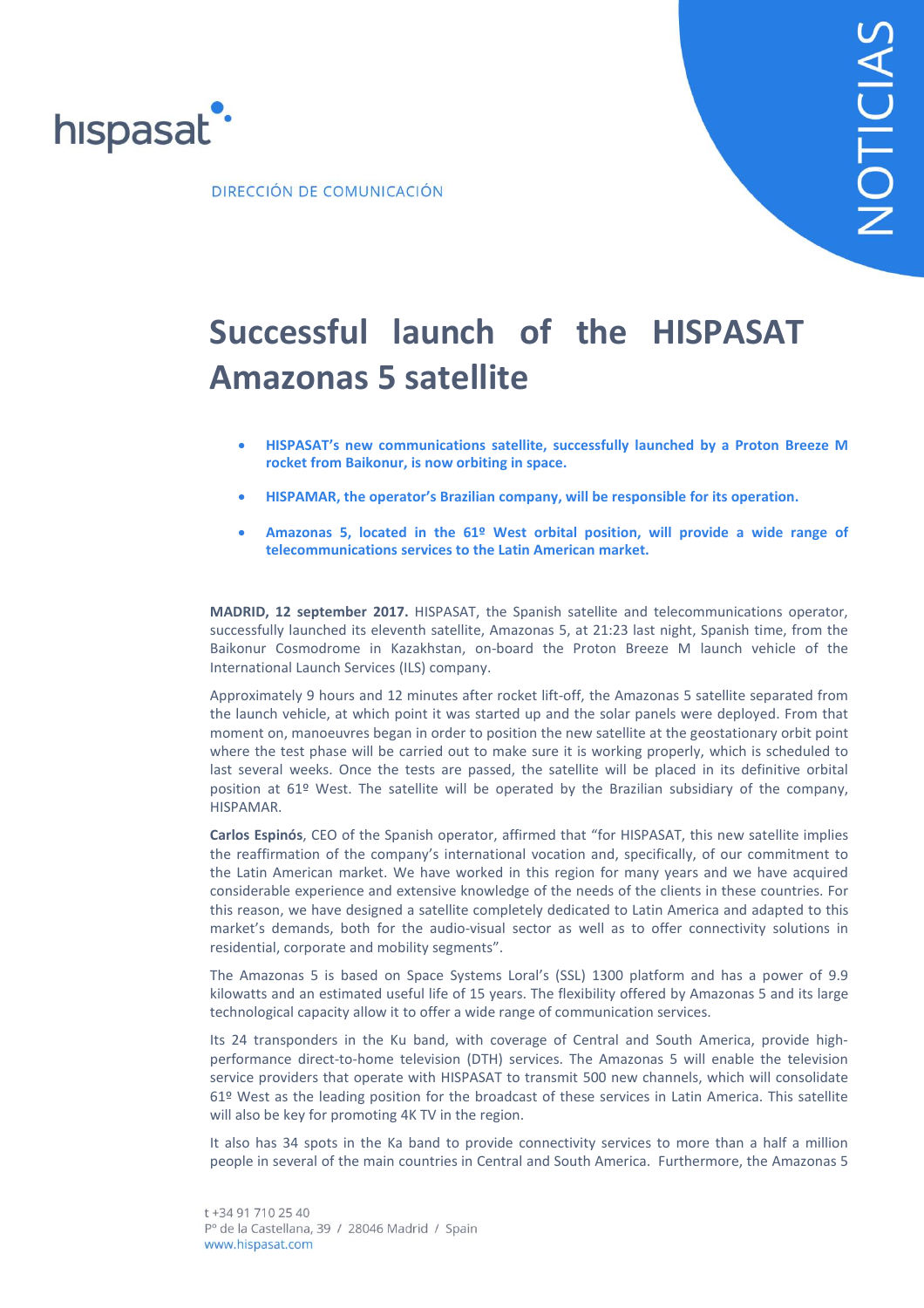hispasat

DIRECCIÓN DE COMUNICACIÓN

NOTICIAS

# Successful launch of the HISPASAT Amazonas 5 satellite

- **HISPASAT's new communications satellite, successfully launched by a Proton Breeze M rocket from Baikonur, is now orbiting in space.**
- **HISPAMAR, the operator's Brazilian company, will be responsible for its operation.**
- **Amazonas 5, located in the 61º West orbital position, will provide a wide range of telecommunications services to the Latin American market.**

**MADRID, 12 september 2017.** HISPASAT, the Spanish satellite and telecommunications operator, successfully launched its eleventh satellite, Amazonas 5, at 21:23 last night, Spanish time, from the Baikonur Cosmodrome in Kazakhstan, on-board the Proton Breeze M launch vehicle of the International Launch Services (ILS) company.

Approximately 9 hours and 12 minutes after rocket lift-off, the Amazonas 5 satellite separated from the launch vehicle, at which point it was started up and the solar panels were deployed. From that moment on, manoeuvres began in order to position the new satellite at the geostationary orbit point where the test phase will be carried out to make sure it is working properly, which is scheduled to last several weeks. Once the tests are passed, the satellite will be placed in its definitive orbital position at 61º West. The satellite will be operated by the Brazilian subsidiary of the company, HISPAMAR.

**Carlos Espinós**, CEO of the Spanish operator, affirmed that "for HISPASAT, this new satellite implies the reaffirmation of the company's international vocation and, specifically, of our commitment to the Latin American market. We have worked in this region for many years and we have acquired considerable experience and extensive knowledge of the needs of the clients in these countries. For this reason, we have designed a satellite completely dedicated to Latin America and adapted to this market's demands, both for the audio-visual sector as well as to offer connectivity solutions in residential, corporate and mobility segments".

The Amazonas 5 is based on Space Systems Loral's (SSL) 1300 platform and has a power of 9.9 kilowatts and an estimated useful life of 15 years. The flexibility offered by Amazonas 5 and its large technological capacity allow it to offer a wide range of communication services.

Its 24 transponders in the Ku band, with coverage of Central and South America, provide high-performance direct-to-home television (DTH) services. The Amazonas 5 will enable the television service providers that operate with HISPASAT to transmit 500 new channels, which will consolidate 61º West as the leading position for the broadcast of these services in Latin America. This satellite will also be key for promoting 4K TV in the region.

It also has 34 spots in the Ka band to provide connectivity services to more than a half a million people in several of the main countries in Central and South America. Furthermore, the Amazonas 5

t +34 91 710 25 40
Pº de la Castellana, 39 / 28046 Madrid / Spain
www.hispasat.com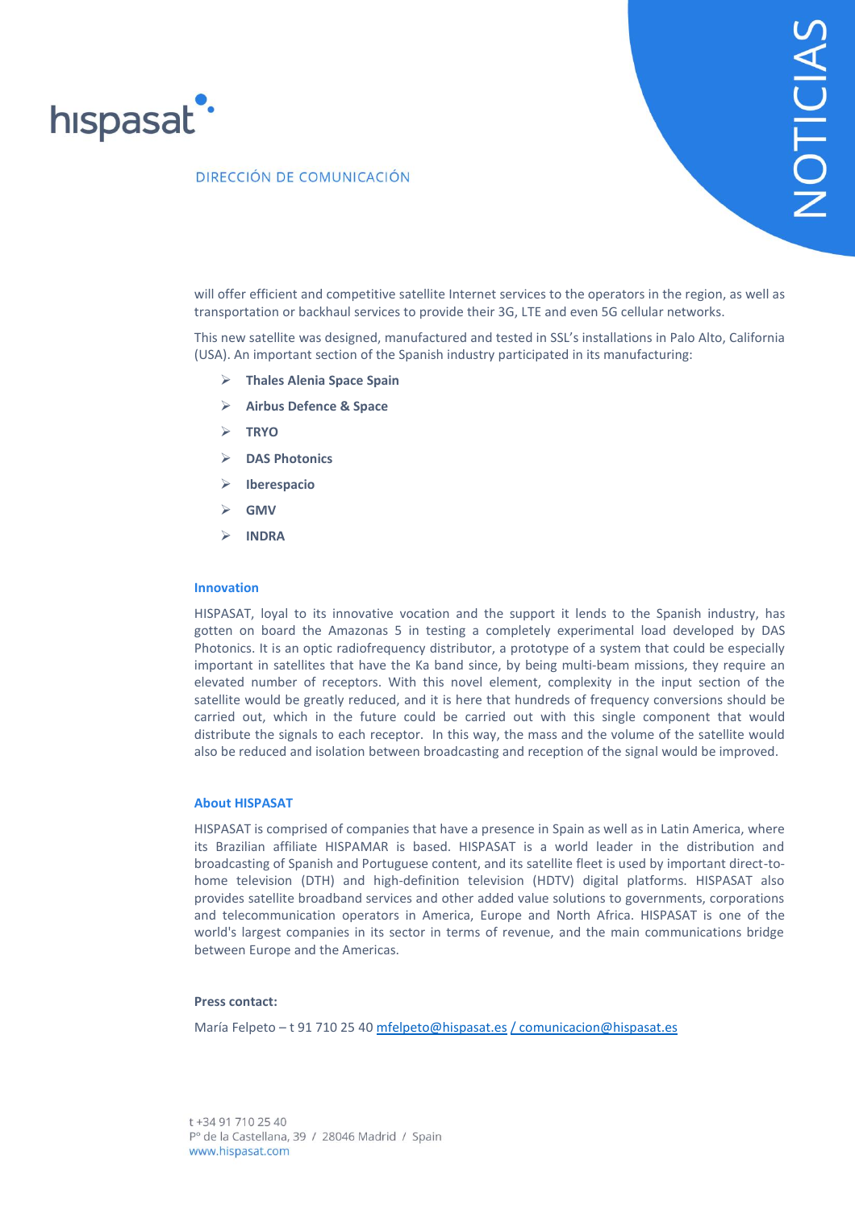will offer efficient and competitive satellite Internet services to the operators in the region, as well as transportation or backhaul services to provide their 3G, LTE and even 5G cellular networks.

This new satellite was designed, manufactured and tested in SSL's installations in Palo Alto, California (USA). An important section of the Spanish industry participated in its manufacturing:

- **Thales Alenia Space Spain**
- **Airbus Defence & Space**
- **TRYO**
- **DAS Photonics**
- **Iberespacio**
- **GMV**
- **INDRA**

## Innovation

HISPASAT, loyal to its innovative vocation and the support it lends to the Spanish industry, has gotten on board the Amazonas 5 in testing a completely experimental load developed by DAS Photonics. It is an optic radiofrequency distributor, a prototype of a system that could be especially important in satellites that have the Ka band since, by being multi-beam missions, they require an elevated number of receptors. With this novel element, complexity in the input section of the satellite would be greatly reduced, and it is here that hundreds of frequency conversions should be carried out, which in the future could be carried out with this single component that would distribute the signals to each receptor. In this way, the mass and the volume of the satellite would also be reduced and isolation between broadcasting and reception of the signal would be improved.

## About HISPASAT

HISPASAT is comprised of companies that have a presence in Spain as well as in Latin America, where its Brazilian affiliate HISPAMAR is based. HISPASAT is a world leader in the distribution and broadcasting of Spanish and Portuguese content, and its satellite fleet is used by important direct-to-home television (DTH) and high-definition television (HDTV) digital platforms. HISPASAT also provides satellite broadband services and other added value solutions to governments, corporations and telecommunication operators in America, Europe and North Africa. HISPASAT is one of the world's largest companies in its sector in terms of revenue, and the main communications bridge between Europe and the Americas.

**Press contact:**

María Felpeto – t 91 710 25 40 mfelpeto@hispasat.es / comunicacion@hispasat.es